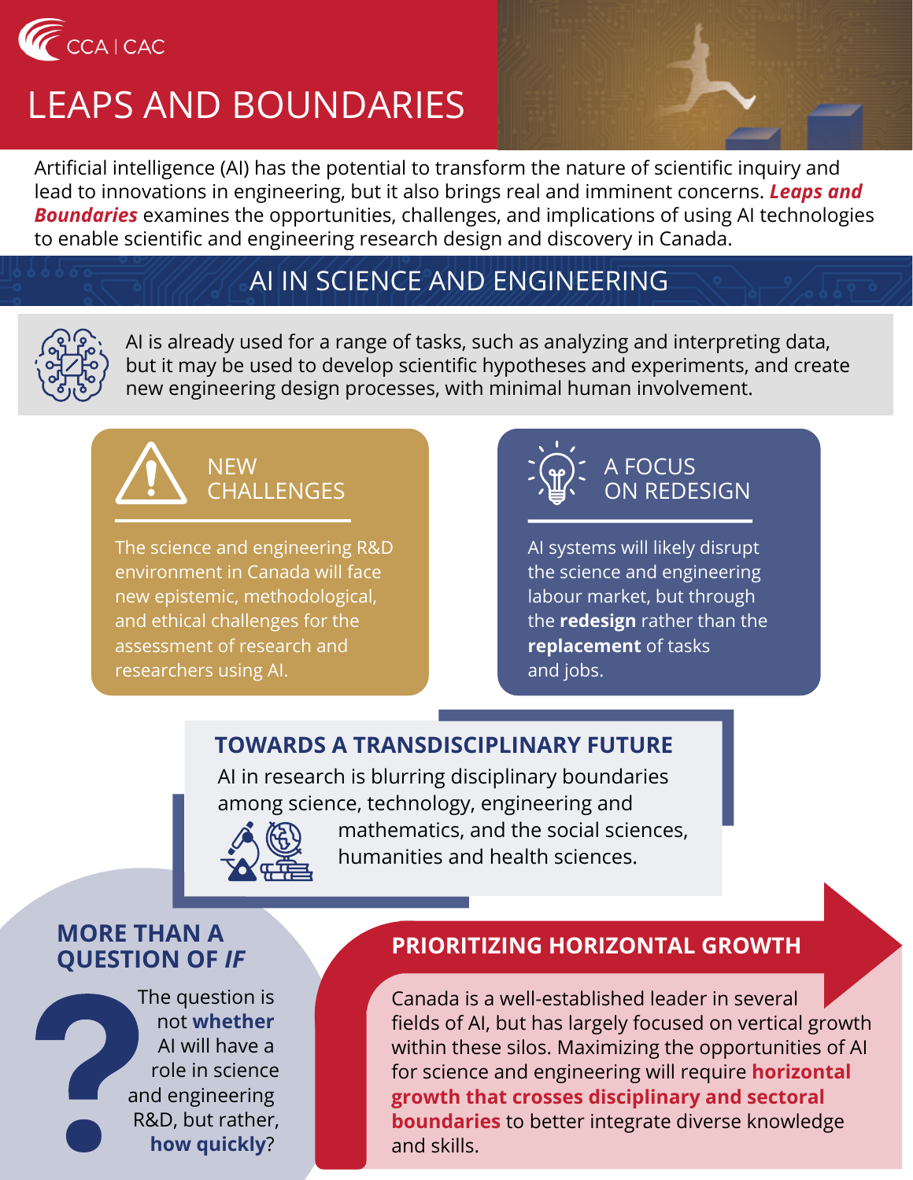CCA | CAC

# LEAPS AND BOUNDARIES

Artificial intelligence (AI) has the potential to transform the nature of scientific inquiry and lead to innovations in engineering, but it also brings real and imminent concerns. ***Leaps and Boundaries*** examines the opportunities, challenges, and implications of using AI technologies to enable scientific and engineering research design and discovery in Canada.

## AI IN SCIENCE AND ENGINEERING

AI is already used for a range of tasks, such as analyzing and interpreting data, but it may be used to develop scientific hypotheses and experiments, and create new engineering design processes, with minimal human involvement.

### NEW CHALLENGES

The science and engineering R&D environment in Canada will face new epistemic, methodological, and ethical challenges for the assessment of research and researchers using AI.

### A FOCUS ON REDESIGN

AI systems will likely disrupt the science and engineering labour market, but through the **redesign** rather than the **replacement** of tasks and jobs.

### TOWARDS A TRANSDISCIPLINARY FUTURE

AI in research is blurring disciplinary boundaries among science, technology, engineering and mathematics, and the social sciences, humanities and health sciences.

### MORE THAN A QUESTION OF *IF*

The question is not **whether** AI will have a role in science and engineering R&D, but rather, **how quickly**?

### PRIORITIZING HORIZONTAL GROWTH

Canada is a well-established leader in several fields of AI, but has largely focused on vertical growth within these silos. Maximizing the opportunities of AI for science and engineering will require **horizontal growth that crosses disciplinary and sectoral boundaries** to better integrate diverse knowledge and skills.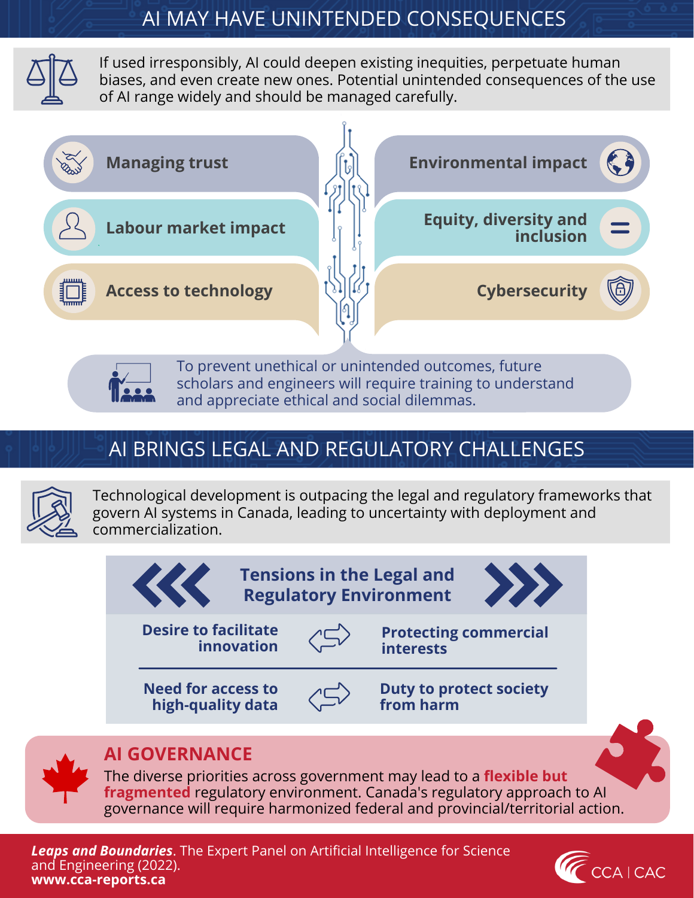# AI MAY HAVE UNINTENDED CONSEQUENCES

If used irresponsibly, AI could deepen existing inequities, perpetuate human biases, and even create new ones. Potential unintended consequences of the use of AI range widely and should be managed carefully.

- **Managing trust**
- **Environmental impact**
- **Labour market impact**
- **Equity, diversity and inclusion**
- **Access to technology**
- **Cybersecurity**

To prevent unethical or unintended outcomes, future scholars and engineers will require training to understand and appreciate ethical and social dilemmas.

# AI BRINGS LEGAL AND REGULATORY CHALLENGES

Technological development is outpacing the legal and regulatory frameworks that govern AI systems in Canada, leading to uncertainty with deployment and commercialization.

## Tensions in the Legal and Regulatory Environment

| | | |
|---|---|---|
| **Desire to facilitate innovation** | ⇔ | **Protecting commercial interests** |
| **Need for access to high-quality data** | ⇔ | **Duty to protect society from harm** |

## AI GOVERNANCE

The diverse priorities across government may lead to a **flexible but fragmented** regulatory environment. Canada's regulatory approach to AI governance will require harmonized federal and provincial/territorial action.

***Leaps and Boundaries***. The Expert Panel on Artificial Intelligence for Science and Engineering (2022).
**www.cca-reports.ca**

CCA | CAC